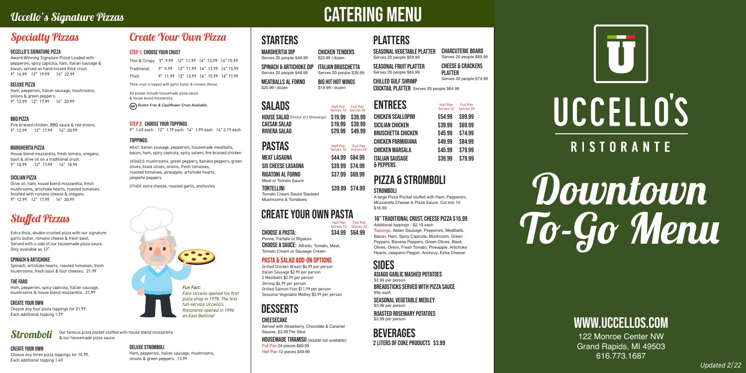# Uccello's Signature Pizzas

## Specialty Pizzas

### UCCELLO'S SIGNATURE PIZZA

Award-Winning Signature Pizza! Loaded with pepperoni, spicy capicola, ham, Italian sausage & bacon, served on hand-tossed thick crust.
9" 14.99 12" 19.99 14" 22.99

### DELUXE PIZZA

Ham, pepperoni, Italian sausage, mushrooms, onions & green peppers.
9" 12.99 12" 17.99 14" 20.99

### BBQ PIZZA

Fire braised chicken, BBQ sauce & red onions.
9" 12.99 12" 17.99 14" 20.99

### MARGHERITA PIZZA

House blend mozzarella, fresh tomato, oregano, basil & olive oil on a traditional crust.
9" 10.99 12" 17.99 14" 18.99

### SICILIAN PIZZA

Olive oil, ham, house blend mozzarella, fresh mushrooms, artichoke hearts, roasted tomatoes, finished with romano cheese & oregano.
9" 12.99 12" 17.99 14" 20.99

## Create Your Own Pizza

### STEP 1. CHOOSE YOUR CRUST

| Crust | 9" | 12" | 14" | 16" |
|---|---|---|---|---|
| Thin & Crispy | 9.99 | 11.99 | 13.99 | 15.99 |
| Traditional | 9.99 | 11.99 | 13.99 | 15.99 |
| Thick | 11.99 | 13.99 | 15.99 | 17.99 |

Thick crust is topped with garlic butter & romano cheese

All pizzas include housemade pizza sauce & house blend mozzarella.

GF *Gluten Free & Cauliflower Crust Available.*

### STEP 2. CHOOSE YOUR TOPPINGS

9" 1.49 each 12" 1.79 each 14" 1.99 each 16" 2.19 each

### TOPPINGS:

MEAT: Italian sausage, pepperoni, housemade meatballs, bacon, ham, spicy capicola, spicy salami, fire braised chicken

VEGGIES: mushrooms, green peppers, banana peppers, green olives, black olives, onions, fresh tomatoes, roasted tomatoes, pineapple, artichoke hearts, jalapeño peppers

OTHER: extra cheese, roasted garlic, anchovies

## Stuffed Pizzas

Extra thick, double-crusted pizza with our signature garlic butter, romano cheese & fresh basil. Served with a side of our housemade pizza sauce. Only available as 12".

### SPINACH & ARTICHOKE

Spinach, artichoke hearts, roasted tomatoes, fresh mushrooms, fresh basil & four cheeses. 21.99

### THE FARO

Ham, pepperoni, spicy capicola, Italian sausage, mushrooms & house blend mozzarella. 21.99

### CREATE YOUR OWN

Choose any four pizza toppings for 21.99. Each additional topping 1.79

*Fun Fact: Faro Uccello opened his first pizza shop in 1978. The first full-service Uccello's Ristorante opened in 1996 on East Beltline!*

## Stromboli

Our famous pizza pocket stuffed with house blend mozzarella & our housemade pizza sauce.

### CREATE YOUR OWN

Choose any three pizza toppings for 10.99. Each additional topping 1.49

### DELUXE STROMBOLI

Ham, pepperoni, Italian sausage, mushrooms, onions & green peppers. 13.99

# CATERING MENU

## STARTERS

**MARGHERTIA DIP** Serves 20 people $48.99

**CHICKEN TENDERS** $23.99 / dozen

**SPINACH & ARTICHOKE DIP** Serves 20 people $48.99

**ITALIAN BRUSCHETTA** Serves 20 people $39.99

**MEATBALLS AL FORNO** $25.99 / dozen

**BIG HIT HOT WINGS** $19.99 / dozen

## SALADS

| | Half Pan Serves 10 | Full Pan Serves 20 |
|---|---|---|
| HOUSE SALAD (Choice of 2 Dressings) | $19.99 | $39.99 |
| CAESAR SALAD | $19.99 | $39.99 |
| RIVIERA SALAD | $29.99 | $49.99 |

## PASTAS

| | Half Pan Serves 10 | Full Pan Serves 20 |
|---|---|---|
| MEAT LASAGNA | $44.99 | $84.99 |
| SIX CHEESE LASAGNA | $39.99 | $74.99 |
| RIGATONI AL FORNO<br>Meat or Tomato Sauce | $37.99 | $69.99 |
| TORTELLINI<br>Tomato Cream Sauce Sauteed Mushrooms & Tomatoes | $39.99 | $74.99 |

## CREATE YOUR OWN PASTA

| | Half Pan Serves 10 | Full Pan Serves 20 |
|---|---|---|
| CHOOSE A PASTA:<br>Penne, Farfalle or Rigatoni | $34.99 | $64.99 |

**CHOOSE A SAUCE:** Alfredo, Tomato, Meat, Tomato Cream or Sausage Cream

### PASTA & SALAD ADD-ON OPTIONS

Grilled Chicken Breast $4.99 per person
Italian Sausage $2.99 per person
2 Meatballs $2.99 per person
Shrimp $6.99 per person
Grilled Salmon Filet $11.99 per person
Seasonal Vegetable Medley $3.99 per person

## DESSERTS

**CHEESECAKE**
Served with Strawberry, Chocolate & Caramel Sauces. $3.99 Per Slice

**HOUSEMADE TIRAMISU** (double cut available)
Full Pan 24 pieces $89.99
Half Pan 12 pieces $49.99

## PLATTERS

**SEASONAL VEGETABLE PLATTER** Serves 20 people $59.99

**CHARCUTERIE BOARD** Serves 20 people $89.99

**SEASONAL FRUIT PLATTER** Serves 20 people $64.99

**CHEESE & CRACKERS PLATTER** Serves 20 people $74.99

**CHILLED GULF SHRIMP COCKTAIL PLATTER** Serves 20 people $64.99

## ENTREES

| | Half Pan Serves 10 | Full Pan Serves 20 |
|---|---|---|
| CHICKEN SCALLOPINI | $54.99 | $99.99 |
| SICILIAN CHICKEN | $39.99 | $69.99 |
| BRUSCHETTA CHICKEN | $45.99 | $74.99 |
| CHICKEN PARMIGIANA | $49.99 | $84.99 |
| CHICKEN MARSALA | $45.99 | $79.99 |
| ITALIAN SAUSAGE & PEPPERS | $39.99 | $79.99 |

## PIZZA & STROMBOLI

### STROMBOLI

A large Pizza Pocket stuffed with Ham, Pepperoni, Mozzarella Cheese & Pizza Sauce. Cut into 10 $16.99

### 16" TRADITIONAL CRUST, CHEESE PIZZA $15.99

Additional toppings - $2.19 each
Toppings: Italian Sausage, Pepperoni, Meatballs, Bacon, Ham, Spicy Capicola, Mushroom, Green Peppers, Banana Peppers, Green Olives, Black Olives, Onion, Fresh Tomato, Pineapple, Artichoke Hearts, Jalapeno Pepper, Anchovy, Extra Cheese

## SIDES

**ASIAGO GARLIC MASHED POTATOES** $2.99 per person

**BREADSTICKS SERVED WITH PIZZA SAUCE** 99¢ each

**SEASONAL VEGETABLE MEDLEY** $3.99 per person

**ROASTED ROSEMARY POTATOES** $2.99 per person

## BEVERAGES

**2 LITERS OF COKE PRODUCTS $3.99**

# UCCELLO'S
## RISTORANTE

# Downtown To-Go Menu

## WWW.UCCELLOS.COM

122 Monroe Center NW
Grand Rapids, MI 49503
616.773.1687

*Updated 2/22*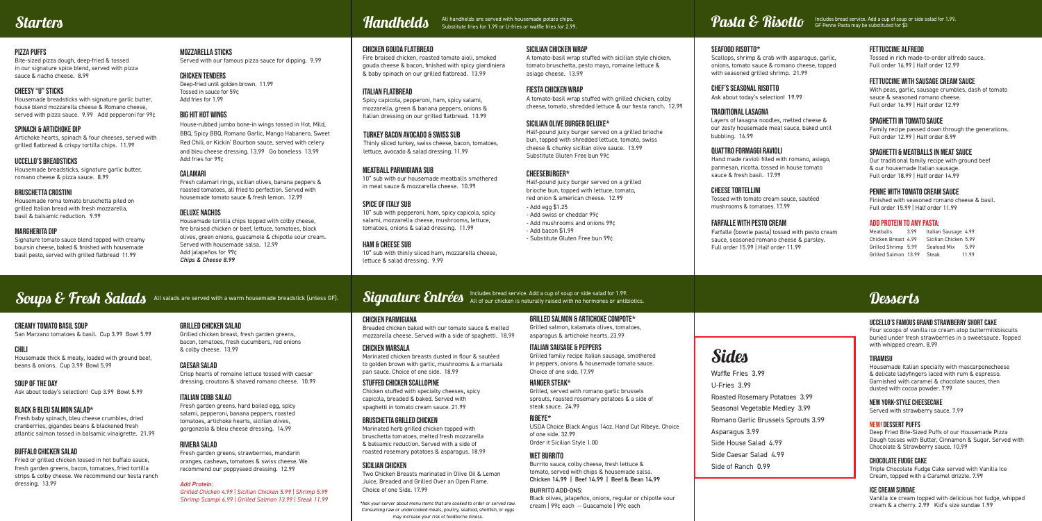# Starters

### PIZZA PUFFS
Bite-sized pizza dough, deep-fried & tossed in our signature spice blend, served with pizza sauce & nacho cheese. 8.99

### CHEESY "U" STICKS
Housemade breadsticks with signature garlic butter, house blend mozzarella cheese & Romano cheese, served with pizza sauce. 9.99 Add pepperoni for 99¢

### SPINACH & ARTICHOKE DIP
Artichoke hearts, spinach & four cheeses, served with grilled flatbread & crispy tortilla chips. 11.99

### UCCELLO'S BREADSTICKS
Housemade breadsticks, signature garlic butter, romano cheese & pizza sauce. 8.99

### BRUSCHETTA CROSTINI
Housemade roma tomato bruschetta piled on grilled Italian bread with fresh mozzarella, basil & balsamic reduction. 9.99

### MARGHERITA DIP
Signature tomato sauce blend topped with creamy boursin cheese, baked & finished with housemade basil pesto, served with grilled flatbread 11.99

### MOZZARELLA STICKS
Served with our famous pizza sauce for dipping. 9.99

### CHICKEN TENDERS
Deep-fried until golden brown. 11.99
Tossed in sauce for 59¢
Add fries for 1.99

### BIG HIT HOT WINGS
House-rubbed jumbo bone-in wings tossed in Hot, Mild, BBQ, Spicy BBQ, Romano Garlic, Mango Habanero, Sweet Red Chili, or Kickin' Bourbon sauce, served with celery and bleu cheese dressing. 13.99 Go boneless 13.99
Add fries for 99¢

### CALAMARI
Fresh calamari rings, sicilian olives, banana peppers & roasted tomatoes, all fried to perfection. Served with housemade tomato sauce & fresh lemon. 12.99

### DELUXE NACHOS
Housemade tortilla chips topped with colby cheese, fire braised chicken or beef, lettuce, tomatoes, black olives, green onions, guacamole & chipotle sour cream. Served with housemade salsa. 12.99
Add jalapeños for 99¢
*Chips & Cheese 8.99*

# Handhelds

All handhelds are served with housemade potato chips. Substitute fries for 1.99 or U-fries or waffle fries for 2.99.

### CHICKEN GOUDA FLATBREAD
Fire braised chicken, roasted tomato aioli, smoked gouda cheese & bacon, finished with spicy giardiniera & baby spinach on our grilled flatbread. 13.99

### ITALIAN FLATBREAD
Spicy capicola, pepperoni, ham, spicy salami, mozzarella, green & banana peppers, onions & Italian dressing on our grilled flatbread. 13.99

### TURKEY BACON AVOCADO & SWISS SUB
Thinly sliced turkey, swiss cheese, bacon, tomatoes, lettuce, avocado & salad dressing. 11.99

### MEATBALL PARMIGIANA SUB
10" sub with our housemade meatballs smothered in meat sauce & mozzarella cheese. 10.99

### SPICE OF ITALY SUB
10" sub with pepperoni, ham, spicy capicola, spicy salami, mozzarella cheese, mushrooms, lettuce, tomatoes, onions & salad dressing. 11.99

### HAM & CHEESE SUB
10" sub with thinly sliced ham, mozzarella cheese, lettuce & salad dressing. 9.99

### SICILIAN CHICKEN WRAP
A tomato-basil wrap stuffed with sicilian style chicken, tomato bruschetta, pesto mayo, romaine lettuce & asiago cheese. 13.99

### FIESTA CHICKEN WRAP
A tomato-basil wrap stuffed with grilled chicken, colby cheese, tomato, shredded lettuce & our fiesta ranch. 12.99

### SICILIAN OLIVE BURGER DELUXE*
Half-pound juicy burger served on a grilled brioche bun, topped with shredded lettuce, tomato, swiss cheese & chunky sicilian olive sauce. 13.99
Substitute Gluten Free bun 99¢

### CHEESEBURGER*
Half-pound juicy burger served on a grilled brioche bun, topped with lettuce, tomato, red onion & american cheese. 12.99
- Add egg $1.25
- Add swiss or cheddar 99¢
- Add mushrooms and onions 99¢
- Add bacon $1.99
- Substitute Gluten Free bun 99¢

# Pasta & Risotto

Includes bread service. Add a cup of soup or side salad for 1.99. GF Penne Pasta may be substituted for $3

### SEAFOOD RISOTTO*
Scallops, shrimp & crab with asparagus, garlic, onions, tomato sauce & romano cheese, topped with seasoned grilled shrimp. 21.99

### CHEF'S SEASONAL RISOTTO
Ask about today's selection! 19.99

### TRADITIONAL LASAGNA
Layers of lasagna noodles, melted cheese & our zesty housemade meat sauce, baked until bubbling. 16.99

### QUATTRO FORMAGGI RAVIOLI
Hand made ravioli filled with romano, asiago, parmesan, ricotta, tossed in house tomato sauce & fresh basil. 17.99

### CHEESE TORTELLINI
Tossed with tomato cream sauce, sautéed mushrooms & tomatoes. 17.99

### FARFALLE WITH PESTO CREAM
Farfalle (bowtie pasta) tossed with pesto cream sauce, seasoned romano cheese & parsley. Full order 15.99 | Half order 11.99

### FETTUCCINE ALFREDO
Tossed in rich made-to-order alfredo sauce. Full order 16.99 | Half order 12.99

### FETTUCCINE WITH SAUSAGE CREAM SAUCE
With peas, garlic, sausage crumbles, dash of tomato sauce & seasoned romano cheese. Full order 16.99 | Half order 12.99

### SPAGHETTI IN TOMATO SAUCE
Family recipe passed down through the generations. Full order 12.99 | Half order 8.99

### SPAGHETTI & MEATBALLS IN MEAT SAUCE
Our traditional family recipe with ground beef & our housemade Italian sausage. Full order 18.99 | Half order 14.99

### PENNE WITH TOMATO CREAM SAUCE
Finished with seasoned romano cheese & basil. Full order 15.99 | Half order 11.99

### ADD PROTEIN TO ANY PASTA:

| | | | |
|---|---|---|---|
| Meatballs | 3.99 | Italian Sausage | 4.99 |
| Chicken Breast | 4.99 | Sicilian Chicken | 5.99 |
| Grilled Shrimp | 5.99 | Seafood Mix | 5.99 |
| Grilled Salmon | 13.99 | Steak | 11.99 |

# Soups & Fresh Salads

All salads are served with a warm housemade breadstick (unless GF).

### CREAMY TOMATO BASIL SOUP
San Marzano tomatoes & basil. Cup 3.99 Bowl 5.99

### CHILI
Housemade thick & meaty, loaded with ground beef, beans & onions. Cup 3.99 Bowl 5.99

### SOUP OF THE DAY
Ask about today's selection! Cup 3.99 Bowl 5.99

### BLACK & BLEU SALMON SALAD*
Fresh baby spinach, bleu cheese crumbles, dried cranberries, gigandes beans & blackened fresh atlantic salmon tossed in balsamic vinaigrette. 21.99

### BUFFALO CHICKEN SALAD
Fried or grilled chicken tossed in hot buffalo sauce, fresh garden greens, bacon, tomatoes, fried tortilla strips & colby cheese. We recommend our fiesta ranch dressing. 13.99

### GRILLED CHICKEN SALAD
Grilled chicken breast, fresh garden greens, bacon, tomatoes, fresh cucumbers, red onions & colby cheese. 13.99

### CAESAR SALAD
Crisp hearts of romaine lettuce tossed with caesar dressing, croutons & shaved romano cheese. 10.99

### ITALIAN COBB SALAD
Fresh garden greens, hard boiled egg, spicy salami, pepperoni, banana peppers, roasted tomatoes, artichoke hearts, sicilian olives, gorgonzola & bleu cheese dressing. 14.99

### RIVIERA SALAD
Fresh garden greens, strawberries, mandarin oranges, cashews, tomatoes & swiss cheese. We recommend our poppyseed dressing. 12.99

*Add Protein:*
*Grilled Chicken 4.99 | Sicilian Chicken 5.99 | Shrimp 5.99 Shrimp Scampi 6.99 | Grilled Salmon 13.99 | Steak 11.99*

# Signature Entrées

Includes bread service. Add a cup of soup or side salad for 1.99. All of our chicken is naturally raised with no hormones or antibiotics.

### CHICKEN PARMIGIANA
Breaded chicken baked with our tomato sauce & melted mozzarella cheese. Served with a side of spaghetti. 18.99

### CHICKEN MARSALA
Marinated chicken breasts dusted in flour & sautéed to golden brown with garlic, mushrooms & a marsala pan sauce. Choice of one side. 18.99

### STUFFED CHICKEN SCALLOPINE
Chicken stuffed with specialty cheeses, spicy capicola, breaded & baked. Served with spaghetti in tomato cream sauce. 21.99

### BRUSCHETTA GRILLED CHICKEN
Marinated herb grilled chicken topped with bruschetta tomatoes, melted fresh mozzarella & balsamic reduction. Served with a side of roasted rosemary potatoes & asparagus. 18.99

### SICILIAN CHICKEN
Two Chicken Breasts marinated in Olive Oil & Lemon Juice, Breaded and Grilled Over an Open Flame. Choice of one Side. 17.99

### GRILLED SALMON & ARTICHOKE COMPOTE*
Grilled salmon, kalamata olives, tomatoes, asparagus & artichoke hearts. 23.99

### ITALIAN SAUSAGE & PEPPERS
Grilled family recipe Italian sausage, smothered in peppers, onions & housemade tomato sauce. Choice of one side. 17.99

### HANGER STEAK*
Grilled, served with romano garlic brussels sprouts, roasted rosemary potatoes & a side of steak sauce. 24.99

### RIBEYE*
USDA Choice Black Angus 14oz. Hand Cut Ribeye. Choice of one side. 32.99
Order it Sicilian Style 1.00

### WET BURRITO
Burrito sauce, colby cheese, fresh lettuce & tomato, served with chips & housemade salsa.
Chicken 14.99 | Beef 14.99 | Beef & Bean 14.99

BURRITO ADD-ONS:
Black olives, jalapeños, onions, regular or chipotle sour cream | 99¢ each -- Guacamole | 99¢ each

*Ask your server about menu items that are cooked to order or served raw. Consuming raw or undercooked meats, poultry, seafood, shellfish, or eggs may increase your risk of foodborne illness.

# Sides

- Waffle Fries 3.99
- U-Fries 3.99
- Roasted Rosemary Potatoes 3.99
- Seasonal Vegetable Medley 3.99
- Romano Garlic Brussels Sprouts 3.99
- Asparagus 3.99
- Side House Salad 4.99
- Side Caesar Salad 4.99
- Side of Ranch 0.99

# Desserts

### UCCELLO'S FAMOUS GRAND STRAWBERRY SHORT CAKE
Four scoops of vanilla ice cream atop buttermilkbiscuits buried under fresh strawberries in a sweetsauce. Topped with whipped cream. 8.99

### TIRAMISU
Housemade Italian specialty with mascarponecheese & delicate ladyfingers laced with rum & espresso. Garnished with caramel & chocolate sauces, then dusted with cocoa powder. 7.99

### NEW YORK-STYLE CHEESECAKE
Served with strawberry sauce. 7.99

### NEW! DESSERT PUFFS
Deep Fried Bite-Sized Puffs of our Housemade Pizza Dough tosses with Butter, Cinnamon & Sugar. Served with Chocolate & Strawberry sauce. 10.99

### CHOCOLATE FUDGE CAKE
Triple Chocolate Fudge Cake served with Vanilla Ice Cream, topped with a Caramel drizzle. 7.99

### ICE CREAM SUNDAE
Vanilla ice cream topped with delicious hot fudge, whipped cream & a cherry. 2.99 Kid's size sundae 1.99